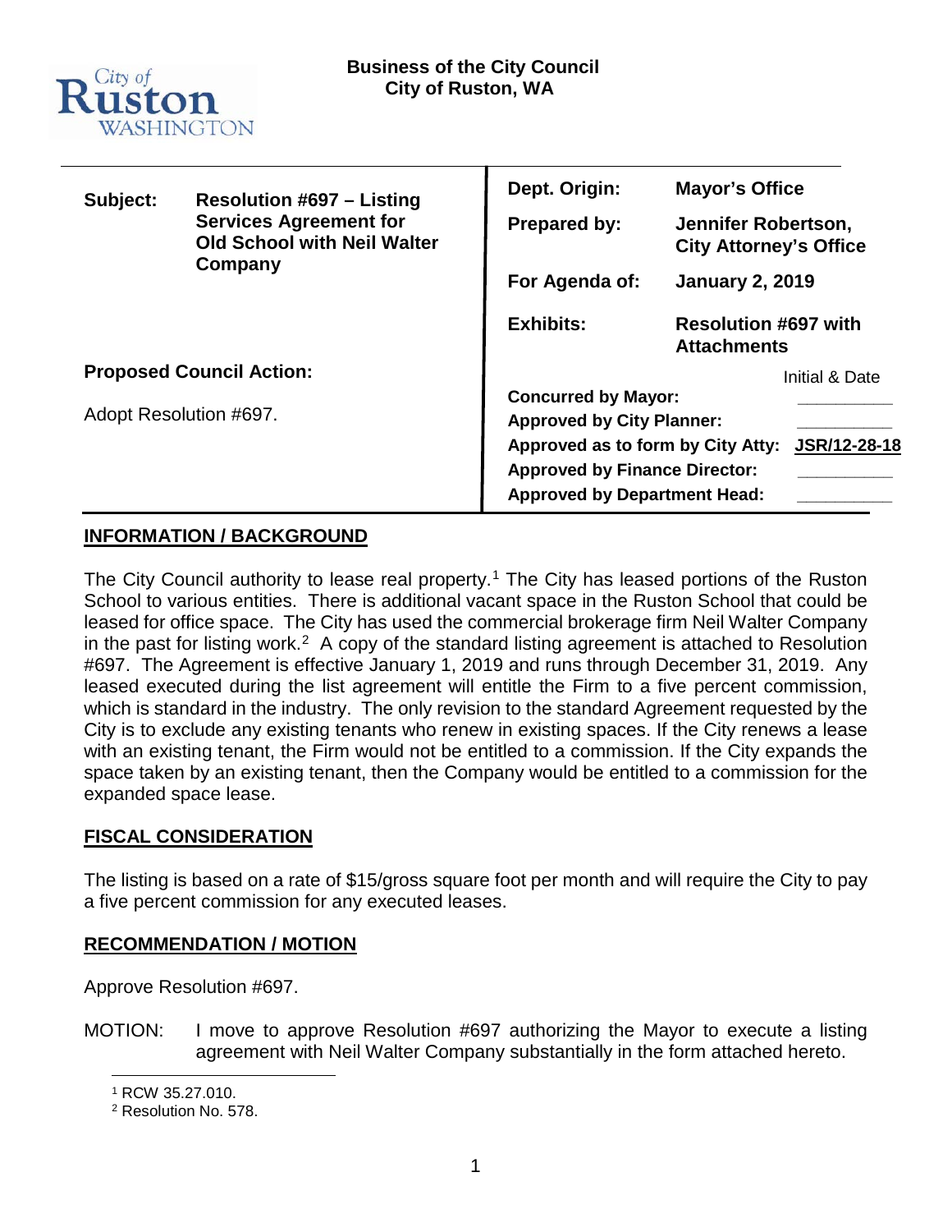City of Ruston WASHINGTON

**Business of the City Council**
**City of Ruston, WA**

| | | | |
|---|---|---|---|
| **Subject:** | **Resolution #697 – Listing Services Agreement for Old School with Neil Walter Company** | **Dept. Origin:** | **Mayor's Office** |
| | | **Prepared by:** | **Jennifer Robertson, City Attorney's Office** |
| | | **For Agenda of:** | **January 2, 2019** |
| | | **Exhibits:** | **Resolution #697 with Attachments** |

**Proposed Council Action:**

Adopt Resolution #697.

| | Initial & Date |
|---|---|
| **Concurred by Mayor:** | _________ |
| **Approved by City Planner:** | _________ |
| **Approved as to form by City Atty:** | **JSR/12-28-18** |
| **Approved by Finance Director:** | _________ |
| **Approved by Department Head:** | _________ |

## INFORMATION / BACKGROUND

The City Council authority to lease real property.[1] The City has leased portions of the Ruston School to various entities. There is additional vacant space in the Ruston School that could be leased for office space. The City has used the commercial brokerage firm Neil Walter Company in the past for listing work.[2] A copy of the standard listing agreement is attached to Resolution #697. The Agreement is effective January 1, 2019 and runs through December 31, 2019. Any leased executed during the list agreement will entitle the Firm to a five percent commission, which is standard in the industry. The only revision to the standard Agreement requested by the City is to exclude any existing tenants who renew in existing spaces. If the City renews a lease with an existing tenant, the Firm would not be entitled to a commission. If the City expands the space taken by an existing tenant, then the Company would be entitled to a commission for the expanded space lease.

## FISCAL CONSIDERATION

The listing is based on a rate of $15/gross square foot per month and will require the City to pay a five percent commission for any executed leases.

## RECOMMENDATION / MOTION

Approve Resolution #697.

MOTION: I move to approve Resolution #697 authorizing the Mayor to execute a listing agreement with Neil Walter Company substantially in the form attached hereto.

[1] RCW 35.27.010.
[2] Resolution No. 578.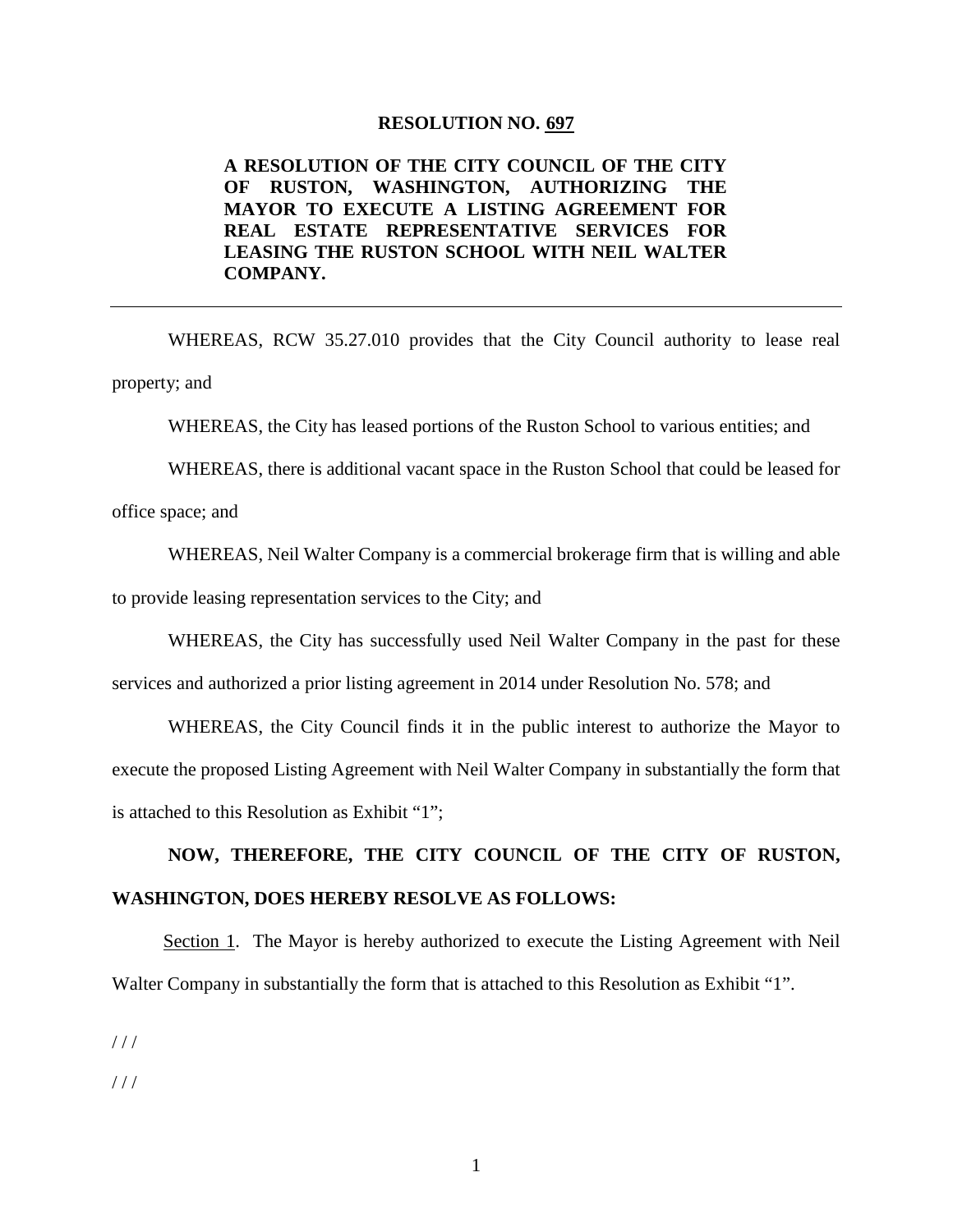**RESOLUTION NO. 697**

**A RESOLUTION OF THE CITY COUNCIL OF THE CITY OF RUSTON, WASHINGTON, AUTHORIZING THE MAYOR TO EXECUTE A LISTING AGREEMENT FOR REAL ESTATE REPRESENTATIVE SERVICES FOR LEASING THE RUSTON SCHOOL WITH NEIL WALTER COMPANY.**

---

WHEREAS, RCW 35.27.010 provides that the City Council authority to lease real property; and

WHEREAS, the City has leased portions of the Ruston School to various entities; and

WHEREAS, there is additional vacant space in the Ruston School that could be leased for office space; and

WHEREAS, Neil Walter Company is a commercial brokerage firm that is willing and able to provide leasing representation services to the City; and

WHEREAS, the City has successfully used Neil Walter Company in the past for these services and authorized a prior listing agreement in 2014 under Resolution No. 578; and

WHEREAS, the City Council finds it in the public interest to authorize the Mayor to execute the proposed Listing Agreement with Neil Walter Company in substantially the form that is attached to this Resolution as Exhibit "1";

**NOW, THEREFORE, THE CITY COUNCIL OF THE CITY OF RUSTON, WASHINGTON, DOES HEREBY RESOLVE AS FOLLOWS:**

Section 1. The Mayor is hereby authorized to execute the Listing Agreement with Neil Walter Company in substantially the form that is attached to this Resolution as Exhibit "1".

/ / /

/ / /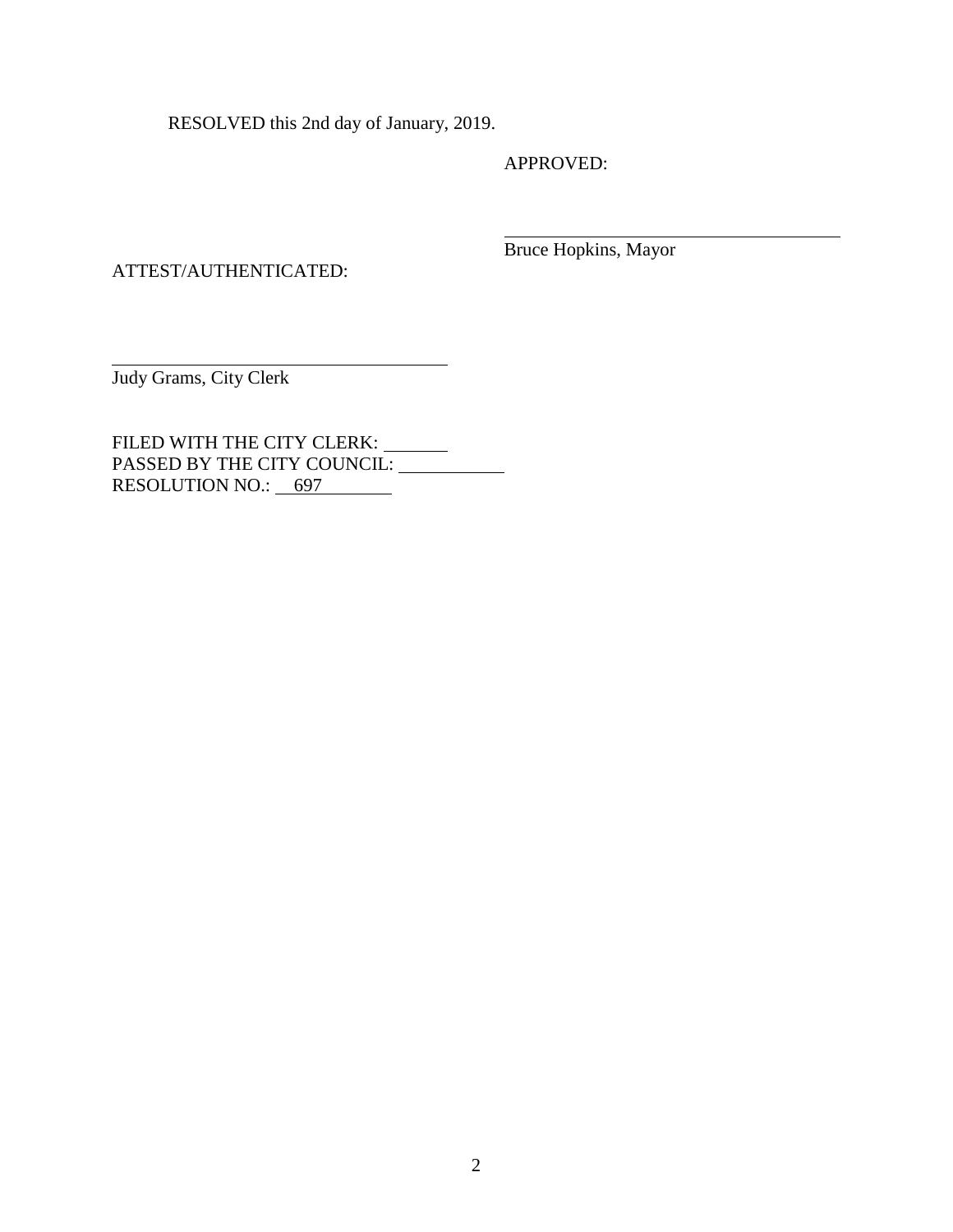RESOLVED this 2nd day of January, 2019.

APPROVED:

\_\_\_\_\_\_\_\_\_\_\_\_\_\_\_\_\_\_\_\_\_\_\_\_\_\_\_\_\_\_\_\_\_\_\_\_\_\_\_\_

Bruce Hopkins, Mayor

ATTEST/AUTHENTICATED:

\_\_\_\_\_\_\_\_\_\_\_\_\_\_\_\_\_\_\_\_\_\_\_\_\_\_\_\_\_\_\_\_\_\_\_\_\_\_\_\_

Judy Grams, City Clerk

FILED WITH THE CITY CLERK: \_\_\_\_\_\_\_\_\_
PASSED BY THE CITY COUNCIL: \_\_\_\_\_\_\_\_\_\_\_\_\_
RESOLUTION NO.: 697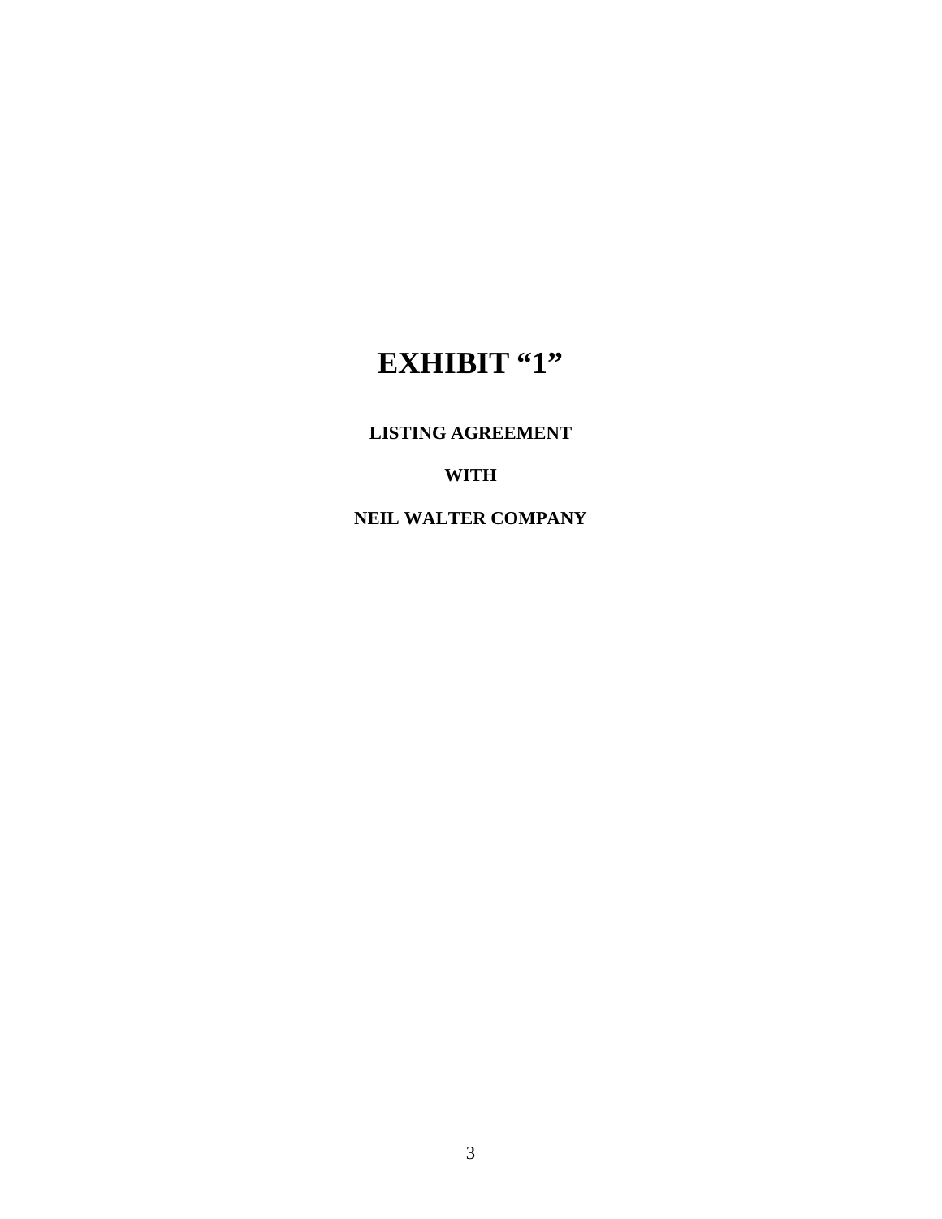# EXHIBIT "1"

**LISTING AGREEMENT**

**WITH**

**NEIL WALTER COMPANY**